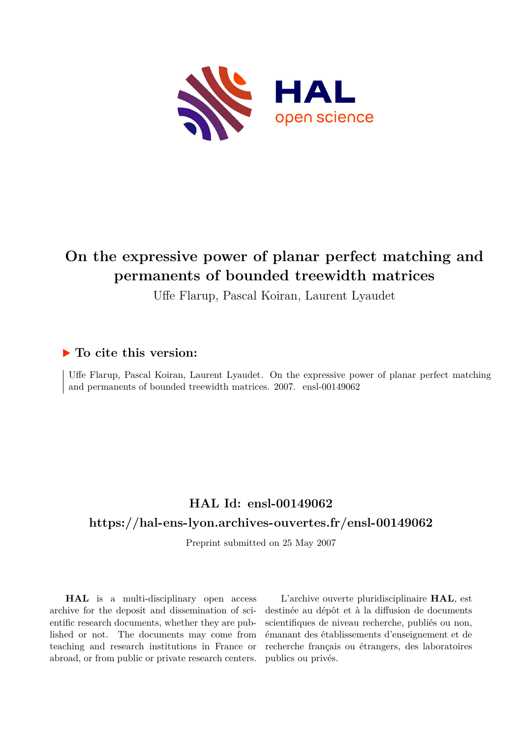# On the expressive power of planar perfect matching and permanents of bounded treewidth matrices

Uffe Flarup, Pascal Koiran, Laurent Lyaudet

## ▶ To cite this version:

Uffe Flarup, Pascal Koiran, Laurent Lyaudet. On the expressive power of planar perfect matching and permanents of bounded treewidth matrices. 2007. ensl-00149062

## HAL Id: ensl-00149062

## https://hal-ens-lyon.archives-ouvertes.fr/ensl-00149062

Preprint submitted on 25 May 2007

**HAL** is a multi-disciplinary open access archive for the deposit and dissemination of scientific research documents, whether they are published or not. The documents may come from teaching and research institutions in France or abroad, or from public or private research centers.

L'archive ouverte pluridisciplinaire **HAL**, est destinée au dépôt et à la diffusion de documents scientifiques de niveau recherche, publiés ou non, émanant des établissements d'enseignement et de recherche français ou étrangers, des laboratoires publics ou privés.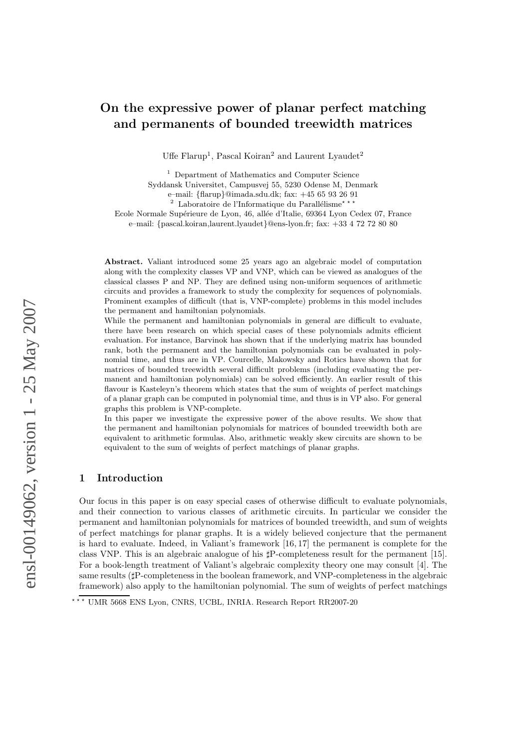# On the expressive power of planar perfect matching and permanents of bounded treewidth matrices

Uffe Flarup[1], Pascal Koiran[2] and Laurent Lyaudet[2]

[1] Department of Mathematics and Computer Science
Syddansk Universitet, Campusvej 55, 5230 Odense M, Denmark
e–mail: {flarup}@imada.sdu.dk; fax: +45 65 93 26 91

[2] Laboratoire de l'Informatique du Parallélisme***
Ecole Normale Supérieure de Lyon, 46, allée d'Italie, 69364 Lyon Cedex 07, France
e–mail: {pascal.koiran,laurent.lyaudet}@ens-lyon.fr; fax: +33 4 72 72 80 80

**Abstract.** Valiant introduced some 25 years ago an algebraic model of computation along with the complexity classes VP and VNP, which can be viewed as analogues of the classical classes P and NP. They are defined using non-uniform sequences of arithmetic circuits and provides a framework to study the complexity for sequences of polynomials. Prominent examples of difficult (that is, VNP-complete) problems in this model includes the permanent and hamiltonian polynomials.
While the permanent and hamiltonian polynomials in general are difficult to evaluate, there have been research on which special cases of these polynomials admits efficient evaluation. For instance, Barvinok has shown that if the underlying matrix has bounded rank, both the permanent and the hamiltonian polynomials can be evaluated in polynomial time, and thus are in VP. Courcelle, Makowsky and Rotics have shown that for matrices of bounded treewidth several difficult problems (including evaluating the permanent and hamiltonian polynomials) can be solved efficiently. An earlier result of this flavour is Kasteleyn's theorem which states that the sum of weights of perfect matchings of a planar graph can be computed in polynomial time, and thus is in VP also. For general graphs this problem is VNP-complete.
In this paper we investigate the expressive power of the above results. We show that the permanent and hamiltonian polynomials for matrices of bounded treewidth both are equivalent to arithmetic formulas. Also, arithmetic weakly skew circuits are shown to be equivalent to the sum of weights of perfect matchings of planar graphs.

## 1 Introduction

Our focus in this paper is on easy special cases of otherwise difficult to evaluate polynomials, and their connection to various classes of arithmetic circuits. In particular we consider the permanent and hamiltonian polynomials for matrices of bounded treewidth, and sum of weights of perfect matchings for planar graphs. It is a widely believed conjecture that the permanent is hard to evaluate. Indeed, in Valiant's framework [16, 17] the permanent is complete for the class VNP. This is an algebraic analogue of his ♯P-completeness result for the permanent [15]. For a book-length treatment of Valiant's algebraic complexity theory one may consult [4]. The same results (♯P-completeness in the boolean framework, and VNP-completeness in the algebraic framework) also apply to the hamiltonian polynomial. The sum of weights of perfect matchings

*** UMR 5668 ENS Lyon, CNRS, UCBL, INRIA. Research Report RR2007-20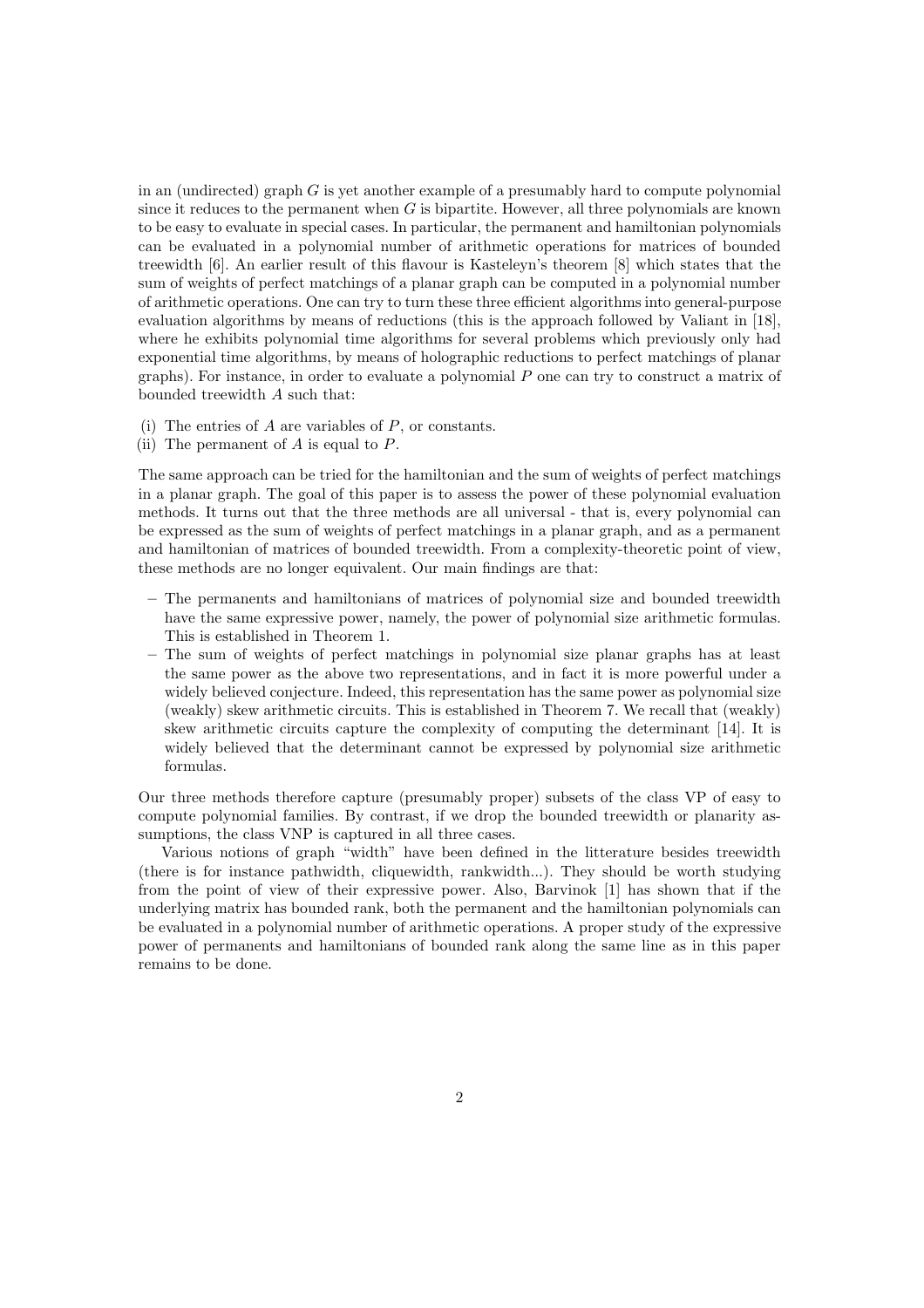in an (undirected) graph $G$ is yet another example of a presumably hard to compute polynomial since it reduces to the permanent when $G$ is bipartite. However, all three polynomials are known to be easy to evaluate in special cases. In particular, the permanent and hamiltonian polynomials can be evaluated in a polynomial number of arithmetic operations for matrices of bounded treewidth [6]. An earlier result of this flavour is Kasteleyn's theorem [8] which states that the sum of weights of perfect matchings of a planar graph can be computed in a polynomial number of arithmetic operations. One can try to turn these three efficient algorithms into general-purpose evaluation algorithms by means of reductions (this is the approach followed by Valiant in [18], where he exhibits polynomial time algorithms for several problems which previously only had exponential time algorithms, by means of holographic reductions to perfect matchings of planar graphs). For instance, in order to evaluate a polynomial $P$ one can try to construct a matrix of bounded treewidth $A$ such that:

(i) The entries of $A$ are variables of $P$, or constants.
(ii) The permanent of $A$ is equal to $P$.

The same approach can be tried for the hamiltonian and the sum of weights of perfect matchings in a planar graph. The goal of this paper is to assess the power of these polynomial evaluation methods. It turns out that the three methods are all universal - that is, every polynomial can be expressed as the sum of weights of perfect matchings in a planar graph, and as a permanent and hamiltonian of matrices of bounded treewidth. From a complexity-theoretic point of view, these methods are no longer equivalent. Our main findings are that:

- The permanents and hamiltonians of matrices of polynomial size and bounded treewidth have the same expressive power, namely, the power of polynomial size arithmetic formulas. This is established in Theorem 1.
- The sum of weights of perfect matchings in polynomial size planar graphs has at least the same power as the above two representations, and in fact it is more powerful under a widely believed conjecture. Indeed, this representation has the same power as polynomial size (weakly) skew arithmetic circuits. This is established in Theorem 7. We recall that (weakly) skew arithmetic circuits capture the complexity of computing the determinant [14]. It is widely believed that the determinant cannot be expressed by polynomial size arithmetic formulas.

Our three methods therefore capture (presumably proper) subsets of the class VP of easy to compute polynomial families. By contrast, if we drop the bounded treewidth or planarity assumptions, the class VNP is captured in all three cases.

Various notions of graph "width" have been defined in the litterature besides treewidth (there is for instance pathwidth, cliquewidth, rankwidth...). They should be worth studying from the point of view of their expressive power. Also, Barvinok [1] has shown that if the underlying matrix has bounded rank, both the permanent and the hamiltonian polynomials can be evaluated in a polynomial number of arithmetic operations. A proper study of the expressive power of permanents and hamiltonians of bounded rank along the same line as in this paper remains to be done.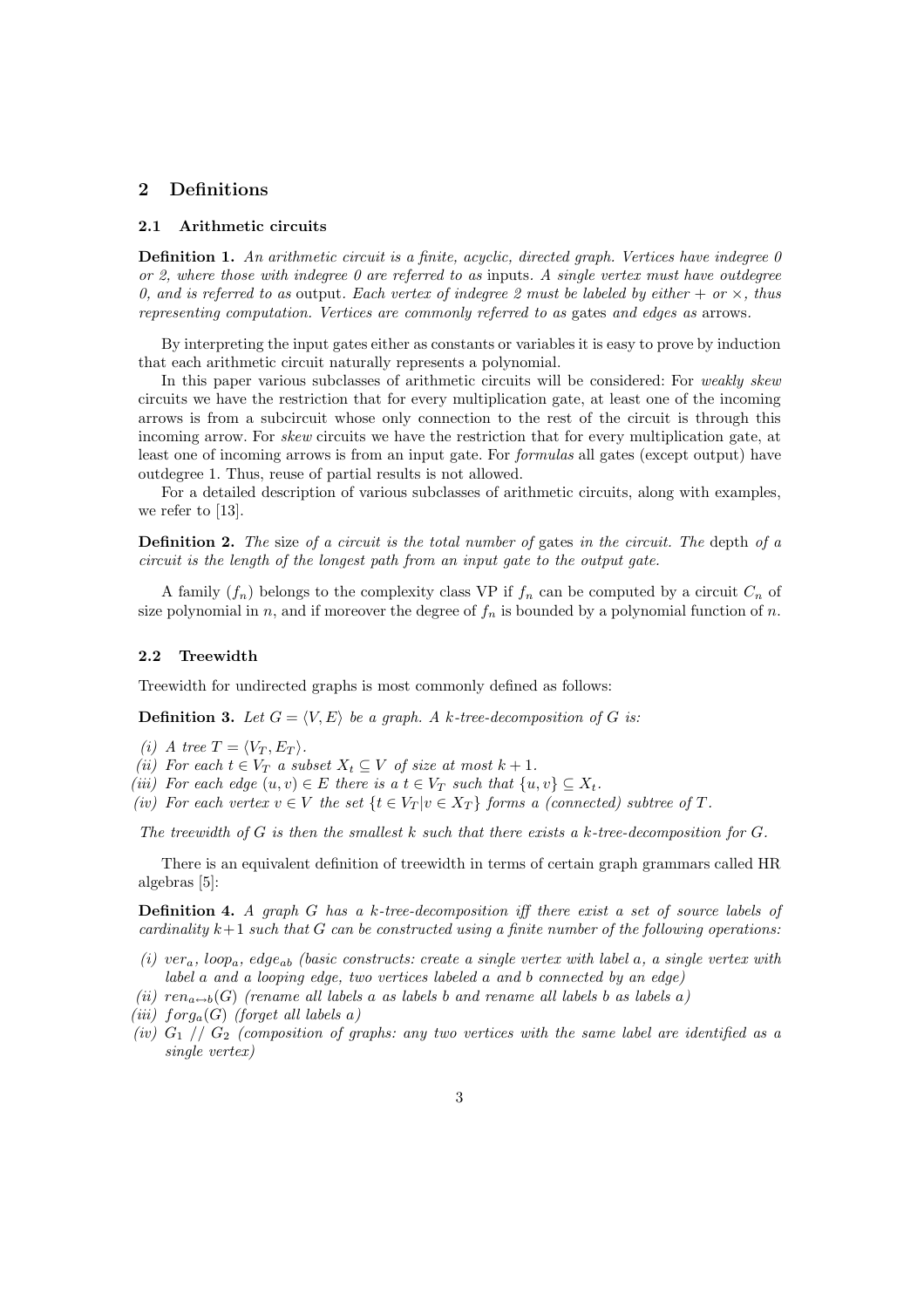## 2 Definitions

### 2.1 Arithmetic circuits

**Definition 1.** *An arithmetic circuit is a finite, acyclic, directed graph. Vertices have indegree 0 or 2, where those with indegree 0 are referred to as* inputs. *A single vertex must have outdegree 0, and is referred to as* output. *Each vertex of indegree 2 must be labeled by either + or ×, thus representing computation. Vertices are commonly referred to as* gates *and edges as* arrows.

By interpreting the input gates either as constants or variables it is easy to prove by induction that each arithmetic circuit naturally represents a polynomial.

In this paper various subclasses of arithmetic circuits will be considered: For *weakly skew* circuits we have the restriction that for every multiplication gate, at least one of the incoming arrows is from a subcircuit whose only connection to the rest of the circuit is through this incoming arrow. For *skew* circuits we have the restriction that for every multiplication gate, at least one of incoming arrows is from an input gate. For *formulas* all gates (except output) have outdegree 1. Thus, reuse of partial results is not allowed.

For a detailed description of various subclasses of arithmetic circuits, along with examples, we refer to [13].

**Definition 2.** *The* size *of a circuit is the total number of* gates *in the circuit. The* depth *of a circuit is the length of the longest path from an input gate to the output gate.*

A family $(f_n)$ belongs to the complexity class VP if $f_n$ can be computed by a circuit $C_n$ of size polynomial in $n$, and if moreover the degree of $f_n$ is bounded by a polynomial function of $n$.

### 2.2 Treewidth

Treewidth for undirected graphs is most commonly defined as follows:

**Definition 3.** *Let $G = \langle V, E\rangle$ be a graph. A $k$-tree-decomposition of $G$ is:*

*(i) A tree $T = \langle V_T, E_T\rangle$.*
*(ii) For each $t \in V_T$ a subset $X_t \subseteq V$ of size at most $k+1$.*
*(iii) For each edge $(u, v) \in E$ there is a $t \in V_T$ such that $\{u, v\} \subseteq X_t$.*
*(iv) For each vertex $v \in V$ the set $\{t \in V_T | v \in X_T\}$ forms a (connected) subtree of $T$.*

*The treewidth of $G$ is then the smallest $k$ such that there exists a $k$-tree-decomposition for $G$.*

There is an equivalent definition of treewidth in terms of certain graph grammars called HR algebras [5]:

**Definition 4.** *A graph $G$ has a $k$-tree-decomposition iff there exist a set of source labels of cardinality $k+1$ such that $G$ can be constructed using a finite number of the following operations:*

*(i) $ver_a$, $loop_a$, $edge_{ab}$ (basic constructs: create a single vertex with label $a$, a single vertex with label $a$ and a looping edge, two vertices labeled $a$ and $b$ connected by an edge)*
*(ii) $ren_{a\leftrightarrow b}(G)$ (rename all labels $a$ as labels $b$ and rename all labels $b$ as labels $a$)*
*(iii) $forg_a(G)$ (forget all labels $a$)*
*(iv) $G_1$ // $G_2$ (composition of graphs: any two vertices with the same label are identified as a single vertex)*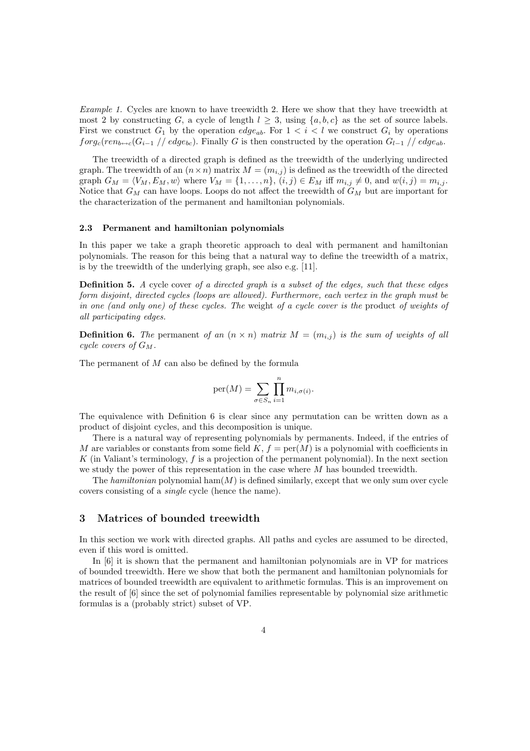*Example 1.* Cycles are known to have treewidth 2. Here we show that they have treewidth at most 2 by constructing $G$, a cycle of length $l \geq 3$, using $\{a, b, c\}$ as the set of source labels. First we construct $G_1$ by the operation $edge_{ab}$. For $1 < i < l$ we construct $G_i$ by operations $forg_c(ren_{b \leftrightarrow c}(G_{i-1} \; // \; edge_{bc})$. Finally $G$ is then constructed by the operation $G_{l-1} \; // \; edge_{ab}$.

The treewidth of a directed graph is defined as the treewidth of the underlying undirected graph. The treewidth of an $(n \times n)$ matrix $M = (m_{i,j})$ is defined as the treewidth of the directed graph $G_M = \langle V_M, E_M, w \rangle$ where $V_M = \{1, \ldots, n\}$, $(i, j) \in E_M$ iff $m_{i,j} \neq 0$, and $w(i, j) = m_{i,j}$. Notice that $G_M$ can have loops. Loops do not affect the treewidth of $G_M$ but are important for the characterization of the permanent and hamiltonian polynomials.

### 2.3 Permanent and hamiltonian polynomials

In this paper we take a graph theoretic approach to deal with permanent and hamiltonian polynomials. The reason for this being that a natural way to define the treewidth of a matrix, is by the treewidth of the underlying graph, see also e.g. [11].

**Definition 5.** *A* cycle cover *of a directed graph is a subset of the edges, such that these edges form disjoint, directed cycles (loops are allowed). Furthermore, each vertex in the graph must be in one (and only one) of these cycles. The* weight *of a cycle cover is the* product *of weights of all participating edges.*

**Definition 6.** *The* permanent *of an $(n \times n)$ matrix $M = (m_{i,j})$ is the sum of weights of all cycle covers of $G_M$.*

The permanent of $M$ can also be defined by the formula

$$\text{per}(M) = \sum_{\sigma \in S_n} \prod_{i=1}^{n} m_{i,\sigma(i)}.$$

The equivalence with Definition 6 is clear since any permutation can be written down as a product of disjoint cycles, and this decomposition is unique.

There is a natural way of representing polynomials by permanents. Indeed, if the entries of $M$ are variables or constants from some field $K$, $f = \text{per}(M)$ is a polynomial with coefficients in $K$ (in Valiant's terminology, $f$ is a projection of the permanent polynomial). In the next section we study the power of this representation in the case where $M$ has bounded treewidth.

The *hamiltonian* polynomial $\text{ham}(M)$ is defined similarly, except that we only sum over cycle covers consisting of a *single* cycle (hence the name).

## 3 Matrices of bounded treewidth

In this section we work with directed graphs. All paths and cycles are assumed to be directed, even if this word is omitted.

In [6] it is shown that the permanent and hamiltonian polynomials are in VP for matrices of bounded treewidth. Here we show that both the permanent and hamiltonian polynomials for matrices of bounded treewidth are equivalent to arithmetic formulas. This is an improvement on the result of [6] since the set of polynomial families representable by polynomial size arithmetic formulas is a (probably strict) subset of VP.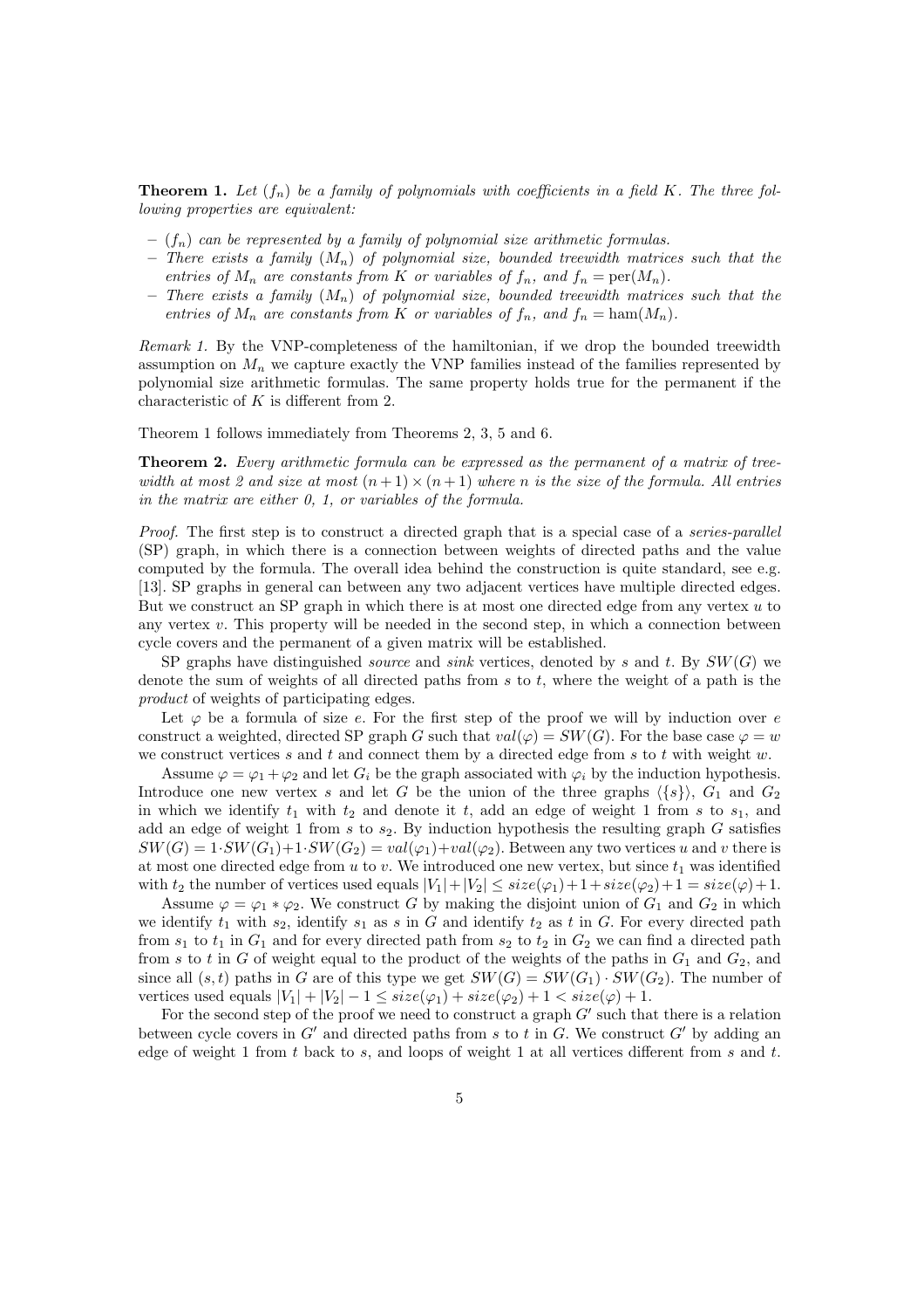**Theorem 1.** *Let $(f_n)$ be a family of polynomials with coefficients in a field $K$. The three following properties are equivalent:*

- *$(f_n)$ can be represented by a family of polynomial size arithmetic formulas.*
- *There exists a family $(M_n)$ of polynomial size, bounded treewidth matrices such that the entries of $M_n$ are constants from $K$ or variables of $f_n$, and $f_n = \text{per}(M_n)$.*
- *There exists a family $(M_n)$ of polynomial size, bounded treewidth matrices such that the entries of $M_n$ are constants from $K$ or variables of $f_n$, and $f_n = \text{ham}(M_n)$.*

*Remark 1.* By the VNP-completeness of the hamiltonian, if we drop the bounded treewidth assumption on $M_n$ we capture exactly the VNP families instead of the families represented by polynomial size arithmetic formulas. The same property holds true for the permanent if the characteristic of $K$ is different from 2.

Theorem 1 follows immediately from Theorems 2, 3, 5 and 6.

**Theorem 2.** *Every arithmetic formula can be expressed as the permanent of a matrix of treewidth at most 2 and size at most $(n+1)\times(n+1)$ where $n$ is the size of the formula. All entries in the matrix are either 0, 1, or variables of the formula.*

*Proof.* The first step is to construct a directed graph that is a special case of a *series-parallel* (SP) graph, in which there is a connection between weights of directed paths and the value computed by the formula. The overall idea behind the construction is quite standard, see e.g. [13]. SP graphs in general can between any two adjacent vertices have multiple directed edges. But we construct an SP graph in which there is at most one directed edge from any vertex $u$ to any vertex $v$. This property will be needed in the second step, in which a connection between cycle covers and the permanent of a given matrix will be established.

SP graphs have distinguished *source* and *sink* vertices, denoted by $s$ and $t$. By $SW(G)$ we denote the sum of weights of all directed paths from $s$ to $t$, where the weight of a path is the *product* of weights of participating edges.

Let $\varphi$ be a formula of size $e$. For the first step of the proof we will by induction over $e$ construct a weighted, directed SP graph $G$ such that $val(\varphi) = SW(G)$. For the base case $\varphi = w$ we construct vertices $s$ and $t$ and connect them by a directed edge from $s$ to $t$ with weight $w$.

Assume $\varphi = \varphi_1 + \varphi_2$ and let $G_i$ be the graph associated with $\varphi_i$ by the induction hypothesis. Introduce one new vertex $s$ and let $G$ be the union of the three graphs $\langle\{s\}\rangle$, $G_1$ and $G_2$ in which we identify $t_1$ with $t_2$ and denote it $t$, add an edge of weight 1 from $s$ to $s_1$, and add an edge of weight 1 from $s$ to $s_2$. By induction hypothesis the resulting graph $G$ satisfies $SW(G) = 1\cdot SW(G_1) + 1\cdot SW(G_2) = val(\varphi_1) + val(\varphi_2)$. Between any two vertices $u$ and $v$ there is at most one directed edge from $u$ to $v$. We introduced one new vertex, but since $t_1$ was identified with $t_2$ the number of vertices used equals $|V_1|+|V_2| \le size(\varphi_1)+1+size(\varphi_2)+1 = size(\varphi)+1$.

Assume $\varphi = \varphi_1 * \varphi_2$. We construct $G$ by making the disjoint union of $G_1$ and $G_2$ in which we identify $t_1$ with $s_2$, identify $s_1$ as $s$ in $G$ and identify $t_2$ as $t$ in $G$. For every directed path from $s_1$ to $t_1$ in $G_1$ and for every directed path from $s_2$ to $t_2$ in $G_2$ we can find a directed path from $s$ to $t$ in $G$ of weight equal to the product of the weights of the paths in $G_1$ and $G_2$, and since all $(s,t)$ paths in $G$ are of this type we get $SW(G) = SW(G_1)\cdot SW(G_2)$. The number of vertices used equals $|V_1| + |V_2| - 1 \le size(\varphi_1) + size(\varphi_2) + 1 < size(\varphi) + 1$.

For the second step of the proof we need to construct a graph $G'$ such that there is a relation between cycle covers in $G'$ and directed paths from $s$ to $t$ in $G$. We construct $G'$ by adding an edge of weight 1 from $t$ back to $s$, and loops of weight 1 at all vertices different from $s$ and $t$.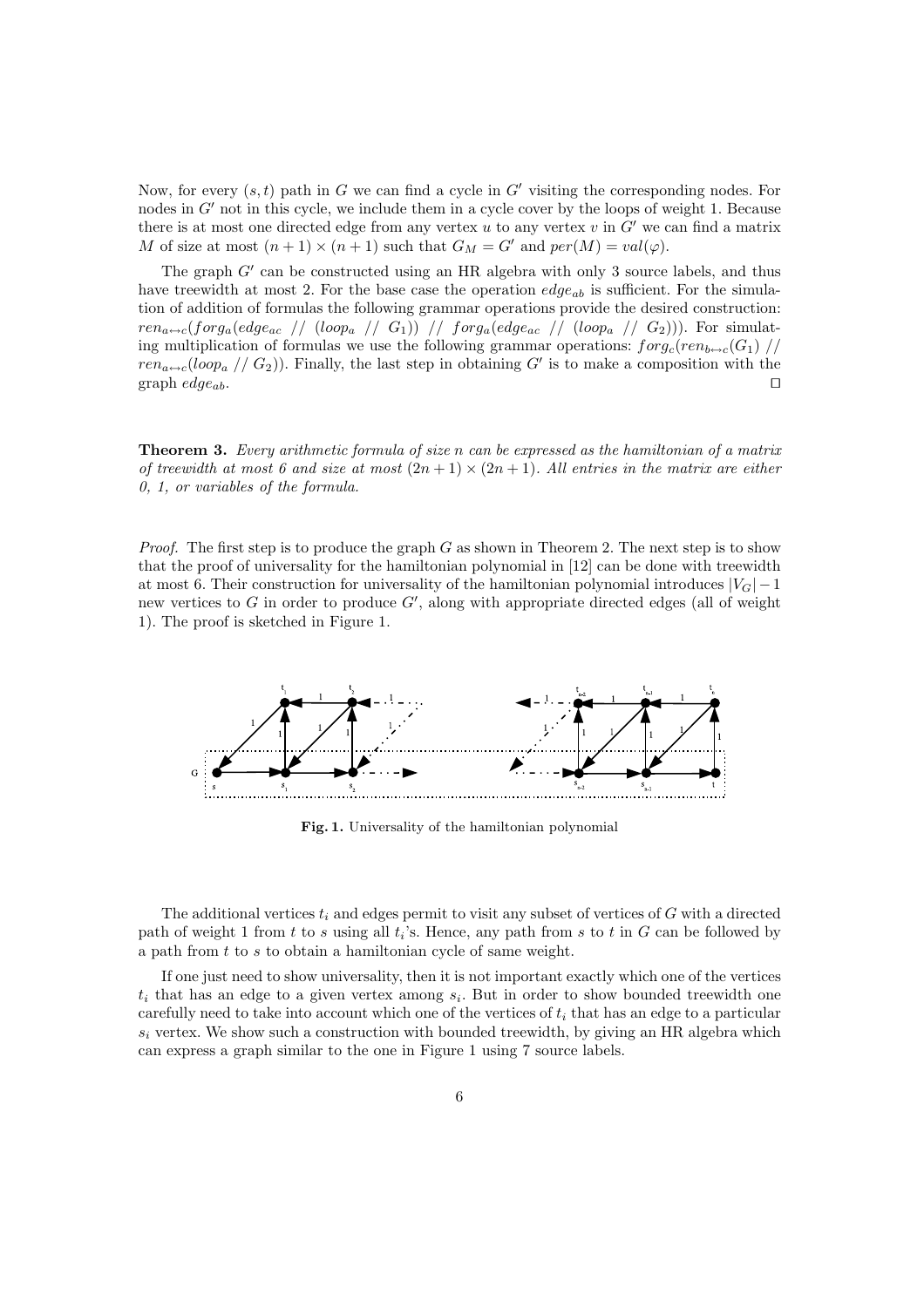Now, for every $(s, t)$ path in $G$ we can find a cycle in $G'$ visiting the corresponding nodes. For nodes in $G'$ not in this cycle, we include them in a cycle cover by the loops of weight 1. Because there is at most one directed edge from any vertex $u$ to any vertex $v$ in $G'$ we can find a matrix $M$ of size at most $(n+1) \times (n+1)$ such that $G_M = G'$ and $per(M) = val(\varphi)$.

The graph $G'$ can be constructed using an HR algebra with only 3 source labels, and thus have treewidth at most 2. For the base case the operation $edge_{ab}$ is sufficient. For the simulation of addition of formulas the following grammar operations provide the desired construction: $ren_{a \leftrightarrow c}(forg_a(edge_{ac} \mathbin{//} (loop_a \mathbin{//} G_1)) \mathbin{//} forg_a(edge_{ac} \mathbin{//} (loop_a \mathbin{//} G_2)))$. For simulating multiplication of formulas we use the following grammar operations: $forg_c(ren_{b \leftrightarrow c}(G_1) \mathbin{//} ren_{a \leftrightarrow c}(loop_a \mathbin{//} G_2))$. Finally, the last step in obtaining $G'$ is to make a composition with the graph $edge_{ab}$. $\square$

**Theorem 3.** *Every arithmetic formula of size $n$ can be expressed as the hamiltonian of a matrix of treewidth at most 6 and size at most $(2n+1) \times (2n+1)$. All entries in the matrix are either 0, 1, or variables of the formula.*

*Proof.* The first step is to produce the graph $G$ as shown in Theorem 2. The next step is to show that the proof of universality for the hamiltonian polynomial in [12] can be done with treewidth at most 6. Their construction for universality of the hamiltonian polynomial introduces $|V_G| - 1$ new vertices to $G$ in order to produce $G'$, along with appropriate directed edges (all of weight 1). The proof is sketched in Figure 1.

**Fig. 1.** Universality of the hamiltonian polynomial

The additional vertices $t_i$ and edges permit to visit any subset of vertices of $G$ with a directed path of weight 1 from $t$ to $s$ using all $t_i$'s. Hence, any path from $s$ to $t$ in $G$ can be followed by a path from $t$ to $s$ to obtain a hamiltonian cycle of same weight.

If one just need to show universality, then it is not important exactly which one of the vertices $t_i$ that has an edge to a given vertex among $s_i$. But in order to show bounded treewidth one carefully need to take into account which one of the vertices of $t_i$ that has an edge to a particular $s_i$ vertex. We show such a construction with bounded treewidth, by giving an HR algebra which can express a graph similar to the one in Figure 1 using 7 source labels.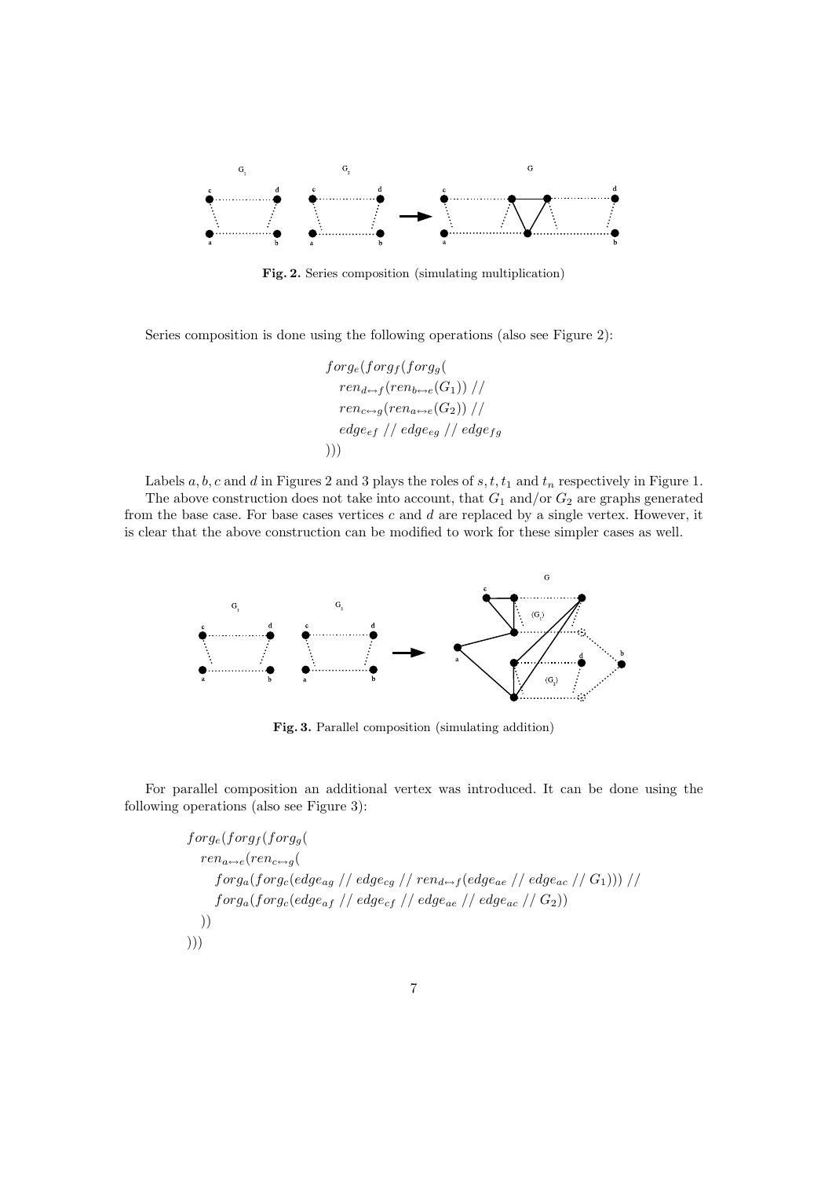**Fig. 2.** Series composition (simulating multiplication)

Series composition is done using the following operations (also see Figure 2):

$$
\begin{aligned}
& forg_e(forg_f(forg_g( \\
& \quad ren_{d\leftrightarrow f}(ren_{b\leftrightarrow e}(G_1)) \;//\; \\
& \quad ren_{c\leftrightarrow g}(ren_{a\leftrightarrow e}(G_2)) \;//\; \\
& \quad edge_{ef} \;//\; edge_{eg} \;//\; edge_{fg} \\
& )))
\end{aligned}
$$

Labels $a, b, c$ and $d$ in Figures 2 and 3 plays the roles of $s, t, t_1$ and $t_n$ respectively in Figure 1.

The above construction does not take into account, that $G_1$ and/or $G_2$ are graphs generated from the base case. For base cases vertices $c$ and $d$ are replaced by a single vertex. However, it is clear that the above construction can be modified to work for these simpler cases as well.

**Fig. 3.** Parallel composition (simulating addition)

For parallel composition an additional vertex was introduced. It can be done using the following operations (also see Figure 3):

$$
\begin{aligned}
& forg_e(forg_f(forg_g( \\
& \quad ren_{a\leftrightarrow e}(ren_{c\leftrightarrow g}( \\
& \qquad forg_a(forg_c(edge_{ag} \;//\; edge_{cg} \;//\; ren_{d\leftrightarrow f}(edge_{ae} \;//\; edge_{ac} \;//\; G_1))) \;//\; \\
& \qquad forg_a(forg_c(edge_{af} \;//\; edge_{cf} \;//\; edge_{ae} \;//\; edge_{ac} \;//\; G_2)) \\
& \quad )) \\
& )))
\end{aligned}
$$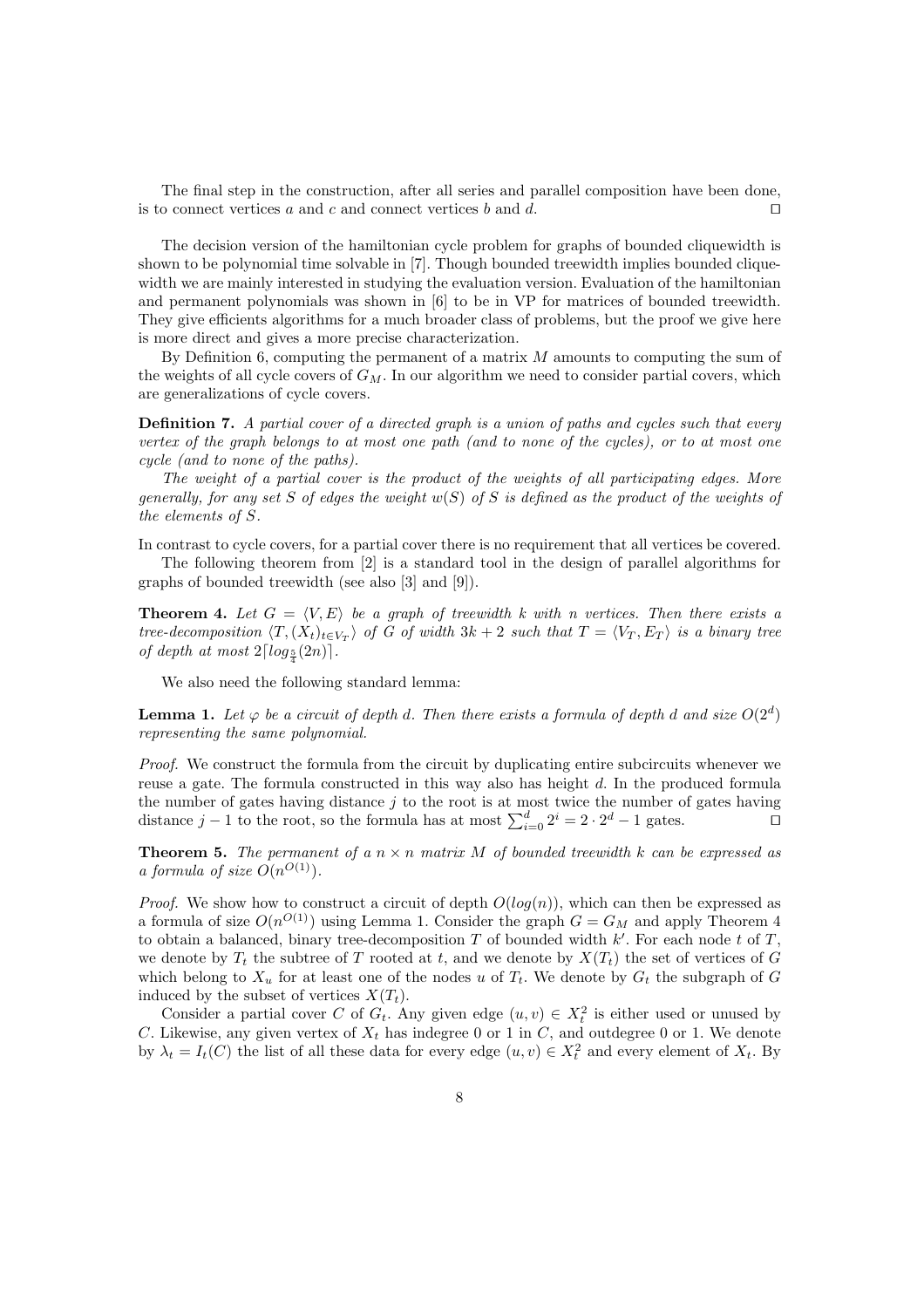The final step in the construction, after all series and parallel composition have been done, is to connect vertices $a$ and $c$ and connect vertices $b$ and $d$. □

The decision version of the hamiltonian cycle problem for graphs of bounded cliquewidth is shown to be polynomial time solvable in [7]. Though bounded treewidth implies bounded cliquewidth we are mainly interested in studying the evaluation version. Evaluation of the hamiltonian and permanent polynomials was shown in [6] to be in VP for matrices of bounded treewidth. They give efficients algorithms for a much broader class of problems, but the proof we give here is more direct and gives a more precise characterization.

By Definition 6, computing the permanent of a matrix $M$ amounts to computing the sum of the weights of all cycle covers of $G_M$. In our algorithm we need to consider partial covers, which are generalizations of cycle covers.

**Definition 7.** *A partial cover of a directed graph is a union of paths and cycles such that every vertex of the graph belongs to at most one path (and to none of the cycles), or to at most one cycle (and to none of the paths).*

*The weight of a partial cover is the product of the weights of all participating edges. More generally, for any set $S$ of edges the weight $w(S)$ of $S$ is defined as the product of the weights of the elements of $S$.*

In contrast to cycle covers, for a partial cover there is no requirement that all vertices be covered.

The following theorem from [2] is a standard tool in the design of parallel algorithms for graphs of bounded treewidth (see also [3] and [9]).

**Theorem 4.** *Let $G = \langle V, E \rangle$ be a graph of treewidth $k$ with $n$ vertices. Then there exists a tree-decomposition $\langle T, (X_t)_{t \in V_T} \rangle$ of $G$ of width $3k + 2$ such that $T = \langle V_T, E_T \rangle$ is a binary tree of depth at most $2\lceil log_{\frac{5}{4}}(2n) \rceil$.*

We also need the following standard lemma:

**Lemma 1.** *Let $\varphi$ be a circuit of depth $d$. Then there exists a formula of depth $d$ and size $O(2^d)$ representing the same polynomial.*

*Proof.* We construct the formula from the circuit by duplicating entire subcircuits whenever we reuse a gate. The formula constructed in this way also has height $d$. In the produced formula the number of gates having distance $j$ to the root is at most twice the number of gates having distance $j-1$ to the root, so the formula has at most $\sum_{i=0}^{d} 2^i = 2 \cdot 2^d - 1$ gates. □

**Theorem 5.** *The permanent of a $n \times n$ matrix $M$ of bounded treewidth $k$ can be expressed as a formula of size $O(n^{O(1)})$.*

*Proof.* We show how to construct a circuit of depth $O(log(n))$, which can then be expressed as a formula of size $O(n^{O(1)})$ using Lemma 1. Consider the graph $G = G_M$ and apply Theorem 4 to obtain a balanced, binary tree-decomposition $T$ of bounded width $k'$. For each node $t$ of $T$, we denote by $T_t$ the subtree of $T$ rooted at $t$, and we denote by $X(T_t)$ the set of vertices of $G$ which belong to $X_u$ for at least one of the nodes $u$ of $T_t$. We denote by $G_t$ the subgraph of $G$ induced by the subset of vertices $X(T_t)$.

Consider a partial cover $C$ of $G_t$. Any given edge $(u, v) \in X_t^2$ is either used or unused by $C$. Likewise, any given vertex of $X_t$ has indegree 0 or 1 in $C$, and outdegree 0 or 1. We denote by $\lambda_t = I_t(C)$ the list of all these data for every edge $(u, v) \in X_t^2$ and every element of $X_t$. By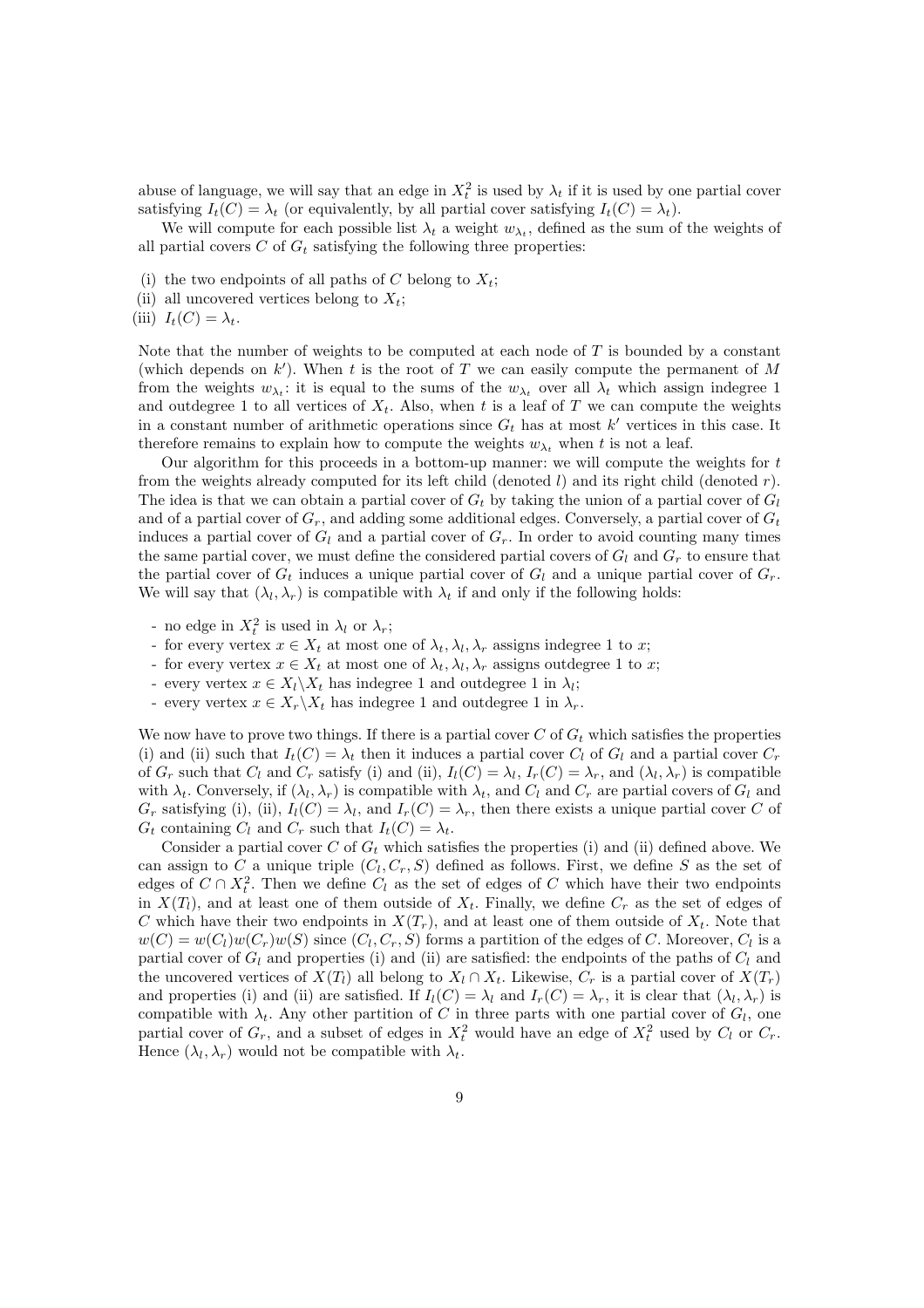abuse of language, we will say that an edge in $X_t^2$ is used by $\lambda_t$ if it is used by one partial cover satisfying $I_t(C) = \lambda_t$ (or equivalently, by all partial cover satisfying $I_t(C) = \lambda_t$).

We will compute for each possible list $\lambda_t$ a weight $w_{\lambda_t}$, defined as the sum of the weights of all partial covers $C$ of $G_t$ satisfying the following three properties:

(i) the two endpoints of all paths of $C$ belong to $X_t$;
(ii) all uncovered vertices belong to $X_t$;
(iii) $I_t(C) = \lambda_t$.

Note that the number of weights to be computed at each node of $T$ is bounded by a constant (which depends on $k'$). When $t$ is the root of $T$ we can easily compute the permanent of $M$ from the weights $w_{\lambda_t}$: it is equal to the sums of the $w_{\lambda_t}$ over all $\lambda_t$ which assign indegree 1 and outdegree 1 to all vertices of $X_t$. Also, when $t$ is a leaf of $T$ we can compute the weights in a constant number of arithmetic operations since $G_t$ has at most $k'$ vertices in this case. It therefore remains to explain how to compute the weights $w_{\lambda_t}$ when $t$ is not a leaf.

Our algorithm for this proceeds in a bottom-up manner: we will compute the weights for $t$ from the weights already computed for its left child (denoted $l$) and its right child (denoted $r$). The idea is that we can obtain a partial cover of $G_t$ by taking the union of a partial cover of $G_l$ and of a partial cover of $G_r$, and adding some additional edges. Conversely, a partial cover of $G_t$ induces a partial cover of $G_l$ and a partial cover of $G_r$. In order to avoid counting many times the same partial cover, we must define the considered partial covers of $G_l$ and $G_r$ to ensure that the partial cover of $G_t$ induces a unique partial cover of $G_l$ and a unique partial cover of $G_r$. We will say that $(\lambda_l, \lambda_r)$ is compatible with $\lambda_t$ if and only if the following holds:

- no edge in $X_t^2$ is used in $\lambda_l$ or $\lambda_r$;
- for every vertex $x \in X_t$ at most one of $\lambda_t, \lambda_l, \lambda_r$ assigns indegree 1 to $x$;
- for every vertex $x \in X_t$ at most one of $\lambda_t, \lambda_l, \lambda_r$ assigns outdegree 1 to $x$;
- every vertex $x \in X_l \backslash X_t$ has indegree 1 and outdegree 1 in $\lambda_l$;
- every vertex $x \in X_r \backslash X_t$ has indegree 1 and outdegree 1 in $\lambda_r$.

We now have to prove two things. If there is a partial cover $C$ of $G_t$ which satisfies the properties (i) and (ii) such that $I_t(C) = \lambda_t$ then it induces a partial cover $C_l$ of $G_l$ and a partial cover $C_r$ of $G_r$ such that $C_l$ and $C_r$ satisfy (i) and (ii), $I_l(C) = \lambda_l$, $I_r(C) = \lambda_r$, and $(\lambda_l, \lambda_r)$ is compatible with $\lambda_t$. Conversely, if $(\lambda_l, \lambda_r)$ is compatible with $\lambda_t$, and $C_l$ and $C_r$ are partial covers of $G_l$ and $G_r$ satisfying (i), (ii), $I_l(C) = \lambda_l$, and $I_r(C) = \lambda_r$, then there exists a unique partial cover $C$ of $G_t$ containing $C_l$ and $C_r$ such that $I_t(C) = \lambda_t$.

Consider a partial cover $C$ of $G_t$ which satisfies the properties (i) and (ii) defined above. We can assign to $C$ a unique triple $(C_l, C_r, S)$ defined as follows. First, we define $S$ as the set of edges of $C \cap X_t^2$. Then we define $C_l$ as the set of edges of $C$ which have their two endpoints in $X(T_l)$, and at least one of them outside of $X_t$. Finally, we define $C_r$ as the set of edges of $C$ which have their two endpoints in $X(T_r)$, and at least one of them outside of $X_t$. Note that $w(C) = w(C_l)w(C_r)w(S)$ since $(C_l, C_r, S)$ forms a partition of the edges of $C$. Moreover, $C_l$ is a partial cover of $G_l$ and properties (i) and (ii) are satisfied: the endpoints of the paths of $C_l$ and the uncovered vertices of $X(T_l)$ all belong to $X_l \cap X_t$. Likewise, $C_r$ is a partial cover of $X(T_r)$ and properties (i) and (ii) are satisfied. If $I_l(C) = \lambda_l$ and $I_r(C) = \lambda_r$, it is clear that $(\lambda_l, \lambda_r)$ is compatible with $\lambda_t$. Any other partition of $C$ in three parts with one partial cover of $G_l$, one partial cover of $G_r$, and a subset of edges in $X_t^2$ would have an edge of $X_t^2$ used by $C_l$ or $C_r$. Hence $(\lambda_l, \lambda_r)$ would not be compatible with $\lambda_t$.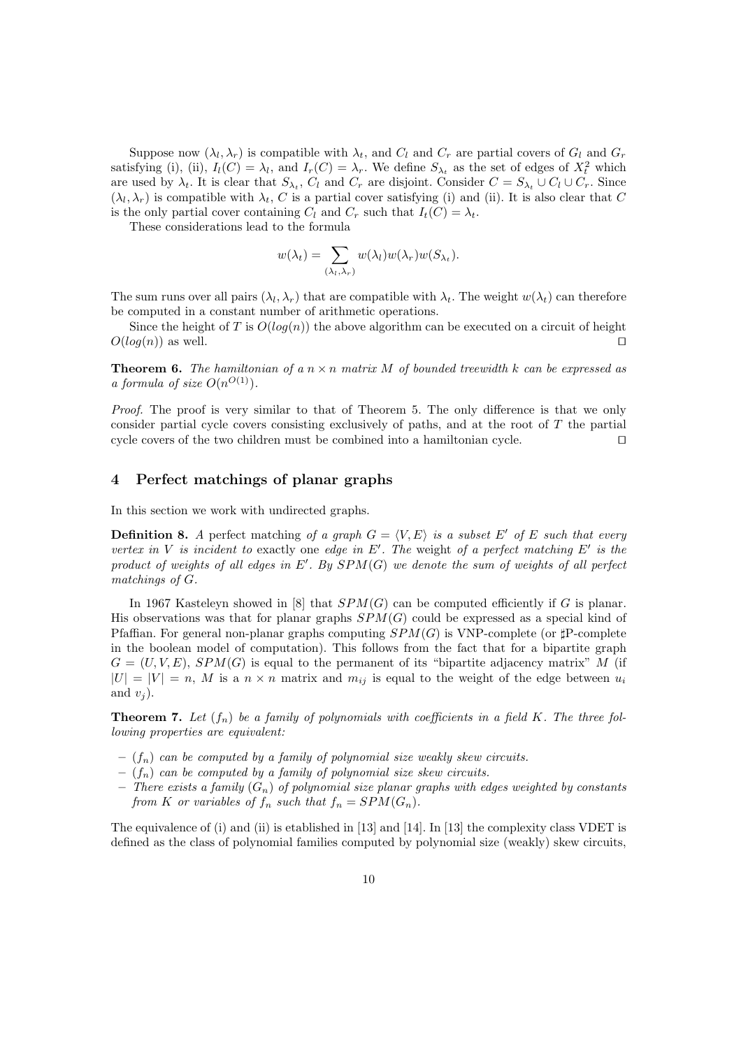Suppose now $(\lambda_l, \lambda_r)$ is compatible with $\lambda_t$, and $C_l$ and $C_r$ are partial covers of $G_l$ and $G_r$ satisfying (i), (ii), $I_l(C) = \lambda_l$, and $I_r(C) = \lambda_r$. We define $S_{\lambda_t}$ as the set of edges of $X_t^2$ which are used by $\lambda_t$. It is clear that $S_{\lambda_t}$, $C_l$ and $C_r$ are disjoint. Consider $C = S_{\lambda_t} \cup C_l \cup C_r$. Since $(\lambda_l, \lambda_r)$ is compatible with $\lambda_t$, $C$ is a partial cover satisfying (i) and (ii). It is also clear that $C$ is the only partial cover containing $C_l$ and $C_r$ such that $I_t(C) = \lambda_t$.

These considerations lead to the formula

$$w(\lambda_t) = \sum_{(\lambda_l, \lambda_r)} w(\lambda_l) w(\lambda_r) w(S_{\lambda_t}).$$

The sum runs over all pairs $(\lambda_l, \lambda_r)$ that are compatible with $\lambda_t$. The weight $w(\lambda_t)$ can therefore be computed in a constant number of arithmetic operations.

Since the height of $T$ is $O(log(n))$ the above algorithm can be executed on a circuit of height $O(log(n))$ as well. ◻

**Theorem 6.** *The hamiltonian of a $n \times n$ matrix $M$ of bounded treewidth $k$ can be expressed as a formula of size $O(n^{O(1)})$.*

*Proof.* The proof is very similar to that of Theorem 5. The only difference is that we only consider partial cycle covers consisting exclusively of paths, and at the root of $T$ the partial cycle covers of the two children must be combined into a hamiltonian cycle. ◻

## 4 Perfect matchings of planar graphs

In this section we work with undirected graphs.

**Definition 8.** *A* perfect matching *of a graph $G = \langle V, E \rangle$ is a subset $E'$ of $E$ such that every vertex in $V$ is incident to* exactly one *edge in $E'$. The* weight *of a perfect matching $E'$ is the product of weights of all edges in $E'$. By $SPM(G)$ we denote the sum of weights of all perfect matchings of $G$.*

In 1967 Kasteleyn showed in [8] that $SPM(G)$ can be computed efficiently if $G$ is planar. His observations was that for planar graphs $SPM(G)$ could be expressed as a special kind of Pfaffian. For general non-planar graphs computing $SPM(G)$ is VNP-complete (or ♯P-complete in the boolean model of computation). This follows from the fact that for a bipartite graph $G = (U, V, E)$, $SPM(G)$ is equal to the permanent of its "bipartite adjacency matrix" $M$ (if $|U| = |V| = n$, $M$ is a $n \times n$ matrix and $m_{ij}$ is equal to the weight of the edge between $u_i$ and $v_j$).

**Theorem 7.** *Let $(f_n)$ be a family of polynomials with coefficients in a field $K$. The three following properties are equivalent:*

- *$(f_n)$ can be computed by a family of polynomial size weakly skew circuits.*
- *$(f_n)$ can be computed by a family of polynomial size skew circuits.*
- *There exists a family $(G_n)$ of polynomial size planar graphs with edges weighted by constants from $K$ or variables of $f_n$ such that $f_n = SPM(G_n)$.*

The equivalence of (i) and (ii) is etablished in [13] and [14]. In [13] the complexity class VDET is defined as the class of polynomial families computed by polynomial size (weakly) skew circuits,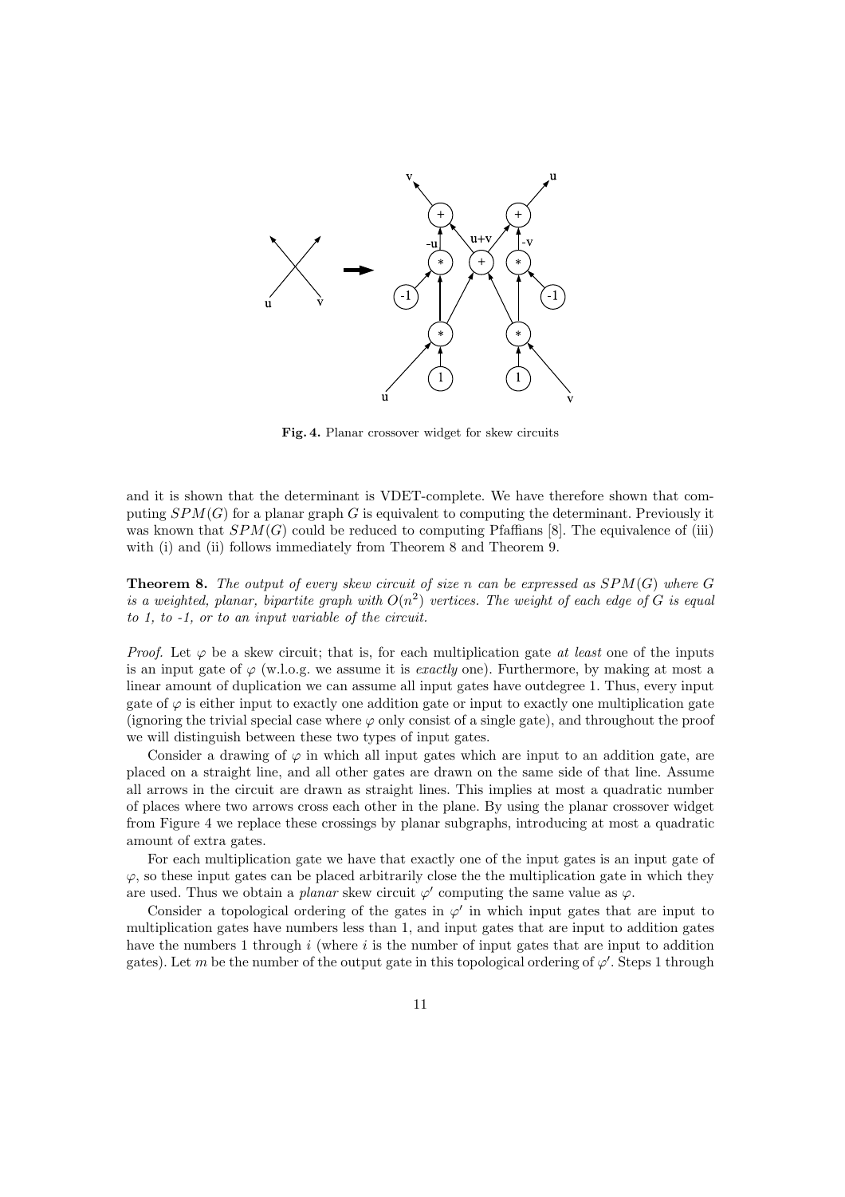**Fig. 4.** Planar crossover widget for skew circuits

and it is shown that the determinant is VDET-complete. We have therefore shown that computing $SPM(G)$ for a planar graph $G$ is equivalent to computing the determinant. Previously it was known that $SPM(G)$ could be reduced to computing Pfaffians [8]. The equivalence of (iii) with (i) and (ii) follows immediately from Theorem 8 and Theorem 9.

**Theorem 8.** *The output of every skew circuit of size $n$ can be expressed as $SPM(G)$ where $G$ is a weighted, planar, bipartite graph with $O(n^2)$ vertices. The weight of each edge of $G$ is equal to 1, to -1, or to an input variable of the circuit.*

*Proof.* Let $\varphi$ be a skew circuit; that is, for each multiplication gate *at least* one of the inputs is an input gate of $\varphi$ (w.l.o.g. we assume it is *exactly* one). Furthermore, by making at most a linear amount of duplication we can assume all input gates have outdegree 1. Thus, every input gate of $\varphi$ is either input to exactly one addition gate or input to exactly one multiplication gate (ignoring the trivial special case where $\varphi$ only consist of a single gate), and throughout the proof we will distinguish between these two types of input gates.

Consider a drawing of $\varphi$ in which all input gates which are input to an addition gate, are placed on a straight line, and all other gates are drawn on the same side of that line. Assume all arrows in the circuit are drawn as straight lines. This implies at most a quadratic number of places where two arrows cross each other in the plane. By using the planar crossover widget from Figure 4 we replace these crossings by planar subgraphs, introducing at most a quadratic amount of extra gates.

For each multiplication gate we have that exactly one of the input gates is an input gate of $\varphi$, so these input gates can be placed arbitrarily close the the multiplication gate in which they are used. Thus we obtain a *planar* skew circuit $\varphi'$ computing the same value as $\varphi$.

Consider a topological ordering of the gates in $\varphi'$ in which input gates that are input to multiplication gates have numbers less than 1, and input gates that are input to addition gates have the numbers 1 through $i$ (where $i$ is the number of input gates that are input to addition gates). Let $m$ be the number of the output gate in this topological ordering of $\varphi'$. Steps 1 through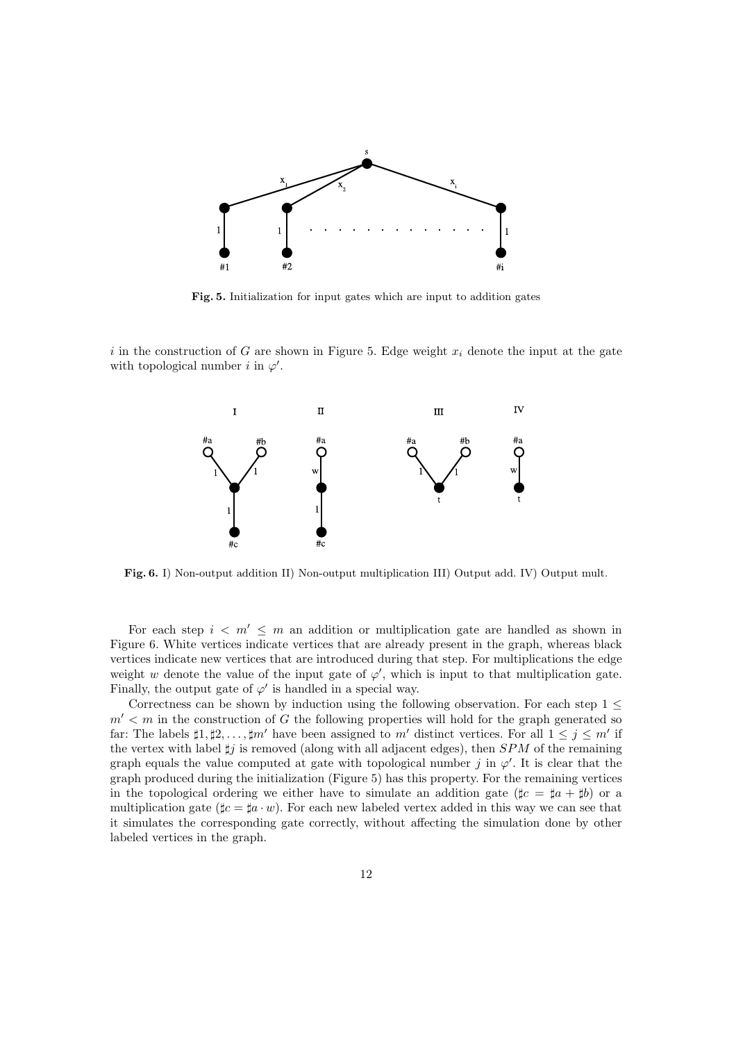**Fig. 5.** Initialization for input gates which are input to addition gates

$i$ in the construction of $G$ are shown in Figure 5. Edge weight $x_i$ denote the input at the gate with topological number $i$ in $\varphi'$.

**Fig. 6.** I) Non-output addition II) Non-output multiplication III) Output add. IV) Output mult.

For each step $i < m' \leq m$ an addition or multiplication gate are handled as shown in Figure 6. White vertices indicate vertices that are already present in the graph, whereas black vertices indicate new vertices that are introduced during that step. For multiplications the edge weight $w$ denote the value of the input gate of $\varphi'$, which is input to that multiplication gate. Finally, the output gate of $\varphi'$ is handled in a special way.

Correctness can be shown by induction using the following observation. For each step $1 \leq m' < m$ in the construction of $G$ the following properties will hold for the graph generated so far: The labels $\sharp 1, \sharp 2, \ldots, \sharp m'$ have been assigned to $m'$ distinct vertices. For all $1 \leq j \leq m'$ if the vertex with label $\sharp j$ is removed (along with all adjacent edges), then $SPM$ of the remaining graph equals the value computed at gate with topological number $j$ in $\varphi'$. It is clear that the graph produced during the initialization (Figure 5) has this property. For the remaining vertices in the topological ordering we either have to simulate an addition gate ($\sharp c = \sharp a + \sharp b$) or a multiplication gate ($\sharp c = \sharp a \cdot w$). For each new labeled vertex added in this way we can see that it simulates the corresponding gate correctly, without affecting the simulation done by other labeled vertices in the graph.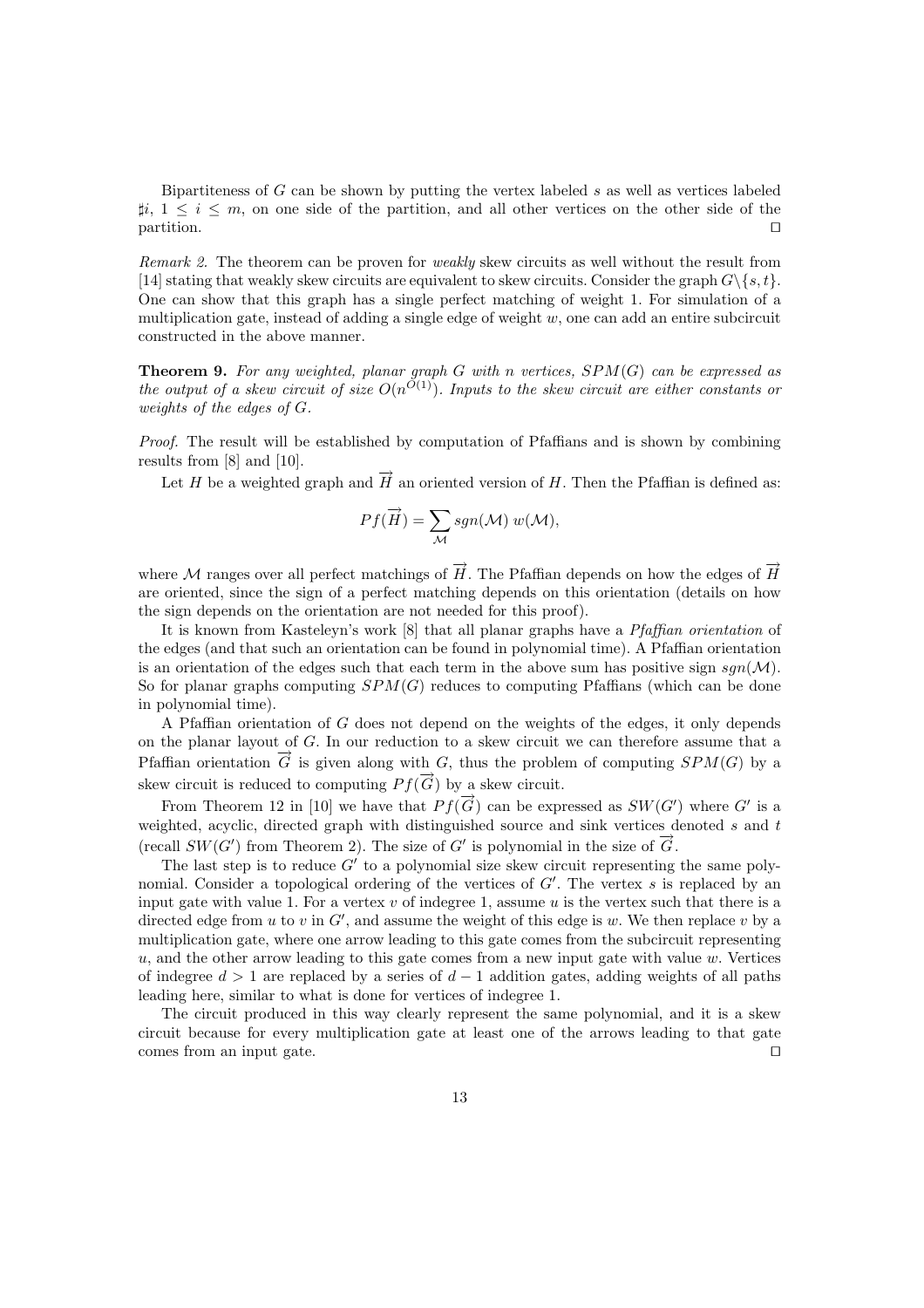Bipartiteness of $G$ can be shown by putting the vertex labeled $s$ as well as vertices labeled $\sharp i$, $1 \leq i \leq m$, on one side of the partition, and all other vertices on the other side of the partition. □

*Remark 2.* The theorem can be proven for *weakly* skew circuits as well without the result from [14] stating that weakly skew circuits are equivalent to skew circuits. Consider the graph $G \backslash \{s, t\}$. One can show that this graph has a single perfect matching of weight 1. For simulation of a multiplication gate, instead of adding a single edge of weight $w$, one can add an entire subcircuit constructed in the above manner.

**Theorem 9.** *For any weighted, planar graph $G$ with $n$ vertices, $SPM(G)$ can be expressed as the output of a skew circuit of size $O(n^{O(1)})$. Inputs to the skew circuit are either constants or weights of the edges of $G$.*

*Proof.* The result will be established by computation of Pfaffians and is shown by combining results from [8] and [10].

Let $H$ be a weighted graph and $\overrightarrow{H}$ an oriented version of $H$. Then the Pfaffian is defined as:

$$Pf(\overrightarrow{H}) = \sum_{\mathcal{M}} sgn(\mathcal{M}) \, w(\mathcal{M}),$$

where $\mathcal{M}$ ranges over all perfect matchings of $\overrightarrow{H}$. The Pfaffian depends on how the edges of $\overrightarrow{H}$ are oriented, since the sign of a perfect matching depends on this orientation (details on how the sign depends on the orientation are not needed for this proof).

It is known from Kasteleyn's work [8] that all planar graphs have a *Pfaffian orientation* of the edges (and that such an orientation can be found in polynomial time). A Pfaffian orientation is an orientation of the edges such that each term in the above sum has positive sign $sgn(\mathcal{M})$. So for planar graphs computing $SPM(G)$ reduces to computing Pfaffians (which can be done in polynomial time).

A Pfaffian orientation of $G$ does not depend on the weights of the edges, it only depends on the planar layout of $G$. In our reduction to a skew circuit we can therefore assume that a Pfaffian orientation $\overrightarrow{G}$ is given along with $G$, thus the problem of computing $SPM(G)$ by a skew circuit is reduced to computing $Pf(\overrightarrow{G})$ by a skew circuit.

From Theorem 12 in [10] we have that $Pf(\overrightarrow{G})$ can be expressed as $SW(G')$ where $G'$ is a weighted, acyclic, directed graph with distinguished source and sink vertices denoted $s$ and $t$ (recall $SW(G')$ from Theorem 2). The size of $G'$ is polynomial in the size of $\overrightarrow{G}$.

The last step is to reduce $G'$ to a polynomial size skew circuit representing the same polynomial. Consider a topological ordering of the vertices of $G'$. The vertex $s$ is replaced by an input gate with value 1. For a vertex $v$ of indegree 1, assume $u$ is the vertex such that there is a directed edge from $u$ to $v$ in $G'$, and assume the weight of this edge is $w$. We then replace $v$ by a multiplication gate, where one arrow leading to this gate comes from the subcircuit representing $u$, and the other arrow leading to this gate comes from a new input gate with value $w$. Vertices of indegree $d > 1$ are replaced by a series of $d - 1$ addition gates, adding weights of all paths leading here, similar to what is done for vertices of indegree 1.

The circuit produced in this way clearly represent the same polynomial, and it is a skew circuit because for every multiplication gate at least one of the arrows leading to that gate comes from an input gate. □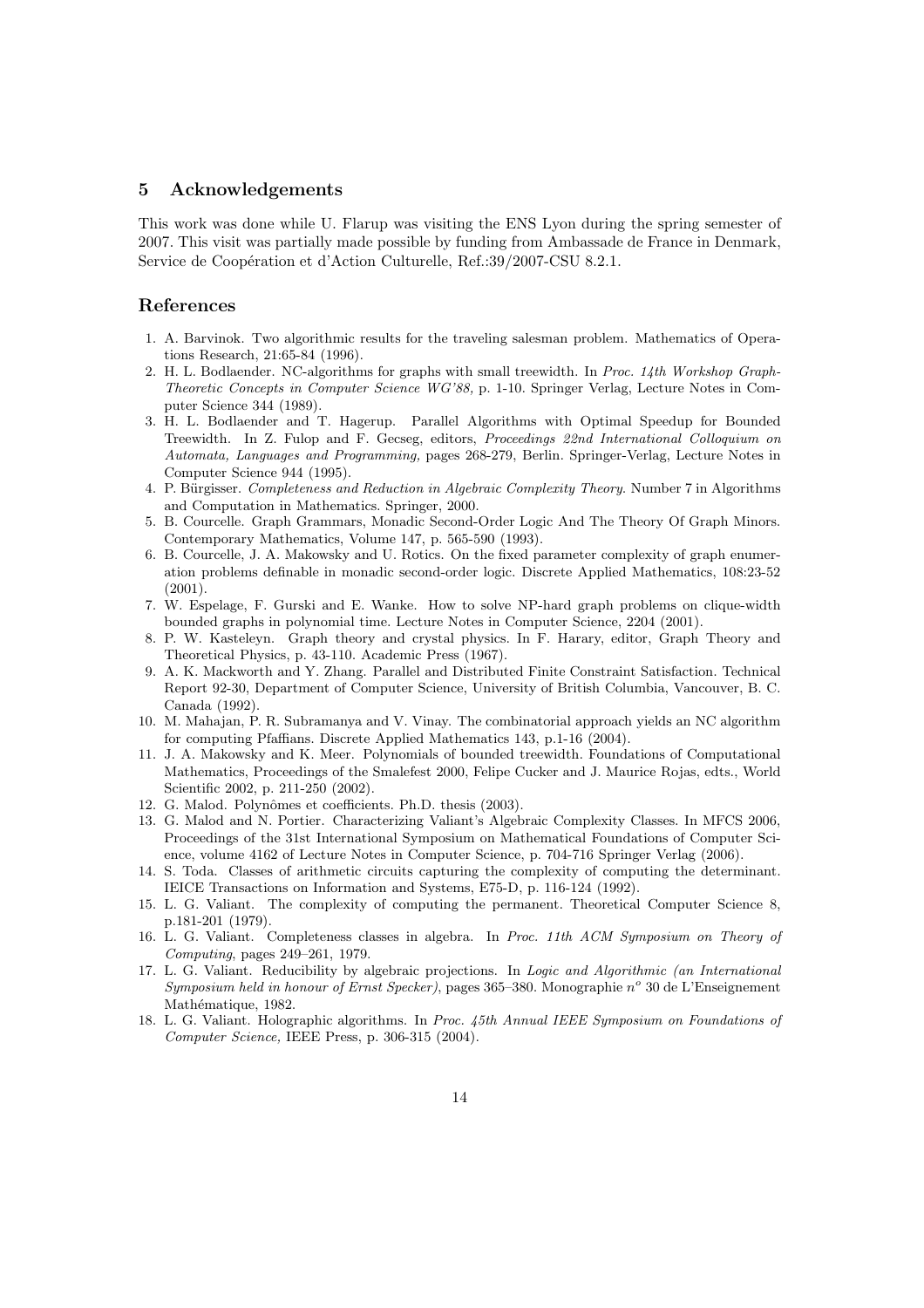## 5 Acknowledgements

This work was done while U. Flarup was visiting the ENS Lyon during the spring semester of 2007. This visit was partially made possible by funding from Ambassade de France in Denmark, Service de Coopération et d'Action Culturelle, Ref.:39/2007-CSU 8.2.1.

## References

1. A. Barvinok. Two algorithmic results for the traveling salesman problem. Mathematics of Operations Research, 21:65-84 (1996).
2. H. L. Bodlaender. NC-algorithms for graphs with small treewidth. In *Proc. 14th Workshop Graph-Theoretic Concepts in Computer Science WG'88*, p. 1-10. Springer Verlag, Lecture Notes in Computer Science 344 (1989).
3. H. L. Bodlaender and T. Hagerup. Parallel Algorithms with Optimal Speedup for Bounded Treewidth. In Z. Fulop and F. Gecseg, editors, *Proceedings 22nd International Colloquium on Automata, Languages and Programming*, pages 268-279, Berlin. Springer-Verlag, Lecture Notes in Computer Science 944 (1995).
4. P. Bürgisser. *Completeness and Reduction in Algebraic Complexity Theory*. Number 7 in Algorithms and Computation in Mathematics. Springer, 2000.
5. B. Courcelle. Graph Grammars, Monadic Second-Order Logic And The Theory Of Graph Minors. Contemporary Mathematics, Volume 147, p. 565-590 (1993).
6. B. Courcelle, J. A. Makowsky and U. Rotics. On the fixed parameter complexity of graph enumeration problems definable in monadic second-order logic. Discrete Applied Mathematics, 108:23-52 (2001).
7. W. Espelage, F. Gurski and E. Wanke. How to solve NP-hard graph problems on clique-width bounded graphs in polynomial time. Lecture Notes in Computer Science, 2204 (2001).
8. P. W. Kasteleyn. Graph theory and crystal physics. In F. Harary, editor, Graph Theory and Theoretical Physics, p. 43-110. Academic Press (1967).
9. A. K. Mackworth and Y. Zhang. Parallel and Distributed Finite Constraint Satisfaction. Technical Report 92-30, Department of Computer Science, University of British Columbia, Vancouver, B. C. Canada (1992).
10. M. Mahajan, P. R. Subramanya and V. Vinay. The combinatorial approach yields an NC algorithm for computing Pfaffians. Discrete Applied Mathematics 143, p.1-16 (2004).
11. J. A. Makowsky and K. Meer. Polynomials of bounded treewidth. Foundations of Computational Mathematics, Proceedings of the Smalefest 2000, Felipe Cucker and J. Maurice Rojas, edts., World Scientific 2002, p. 211-250 (2002).
12. G. Malod. Polynômes et coefficients. Ph.D. thesis (2003).
13. G. Malod and N. Portier. Characterizing Valiant's Algebraic Complexity Classes. In MFCS 2006, Proceedings of the 31st International Symposium on Mathematical Foundations of Computer Science, volume 4162 of Lecture Notes in Computer Science, p. 704-716 Springer Verlag (2006).
14. S. Toda. Classes of arithmetic circuits capturing the complexity of computing the determinant. IEICE Transactions on Information and Systems, E75-D, p. 116-124 (1992).
15. L. G. Valiant. The complexity of computing the permanent. Theoretical Computer Science 8, p.181-201 (1979).
16. L. G. Valiant. Completeness classes in algebra. In *Proc. 11th ACM Symposium on Theory of Computing*, pages 249–261, 1979.
17. L. G. Valiant. Reducibility by algebraic projections. In *Logic and Algorithmic (an International Symposium held in honour of Ernst Specker)*, pages 365–380. Monographie n° 30 de L'Enseignement Mathématique, 1982.
18. L. G. Valiant. Holographic algorithms. In *Proc. 45th Annual IEEE Symposium on Foundations of Computer Science*, IEEE Press, p. 306-315 (2004).